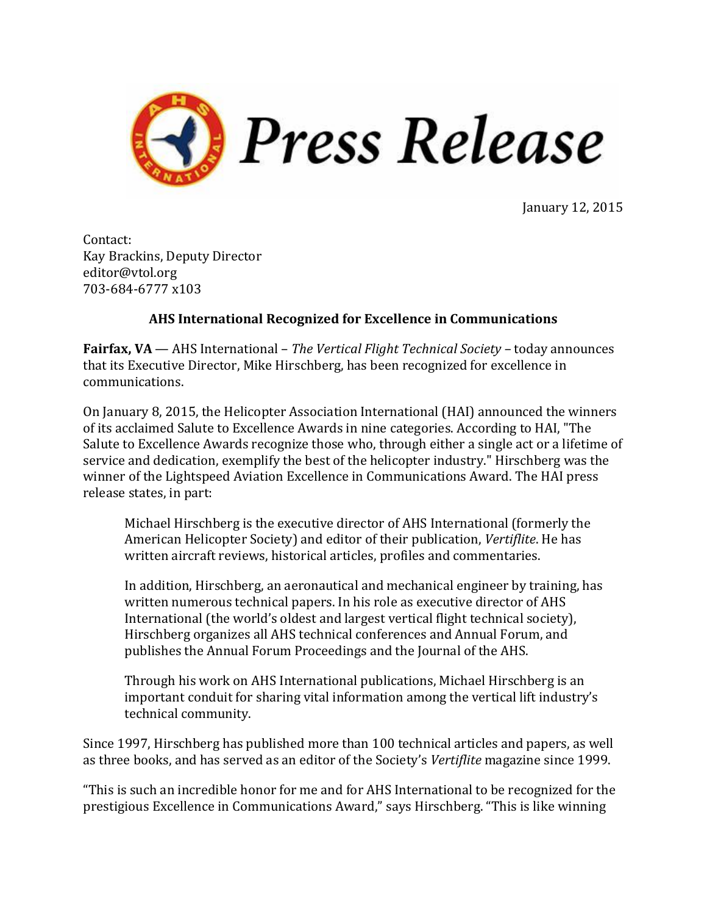# Press Release

January 12, 2015

Contact:
Kay Brackins, Deputy Director
editor@vtol.org
703-684-6777 x103

## AHS International Recognized for Excellence in Communications

**Fairfax, VA** — AHS International – *The Vertical Flight Technical Society* – today announces that its Executive Director, Mike Hirschberg, has been recognized for excellence in communications.

On January 8, 2015, the Helicopter Association International (HAI) announced the winners of its acclaimed Salute to Excellence Awards in nine categories. According to HAI, "The Salute to Excellence Awards recognize those who, through either a single act or a lifetime of service and dedication, exemplify the best of the helicopter industry." Hirschberg was the winner of the Lightspeed Aviation Excellence in Communications Award. The HAI press release states, in part:

> Michael Hirschberg is the executive director of AHS International (formerly the American Helicopter Society) and editor of their publication, *Vertiflite*. He has written aircraft reviews, historical articles, profiles and commentaries.
>
> In addition, Hirschberg, an aeronautical and mechanical engineer by training, has written numerous technical papers. In his role as executive director of AHS International (the world's oldest and largest vertical flight technical society), Hirschberg organizes all AHS technical conferences and Annual Forum, and publishes the Annual Forum Proceedings and the Journal of the AHS.
>
> Through his work on AHS International publications, Michael Hirschberg is an important conduit for sharing vital information among the vertical lift industry's technical community.

Since 1997, Hirschberg has published more than 100 technical articles and papers, as well as three books, and has served as an editor of the Society's *Vertiflite* magazine since 1999.

"This is such an incredible honor for me and for AHS International to be recognized for the prestigious Excellence in Communications Award," says Hirschberg. "This is like winning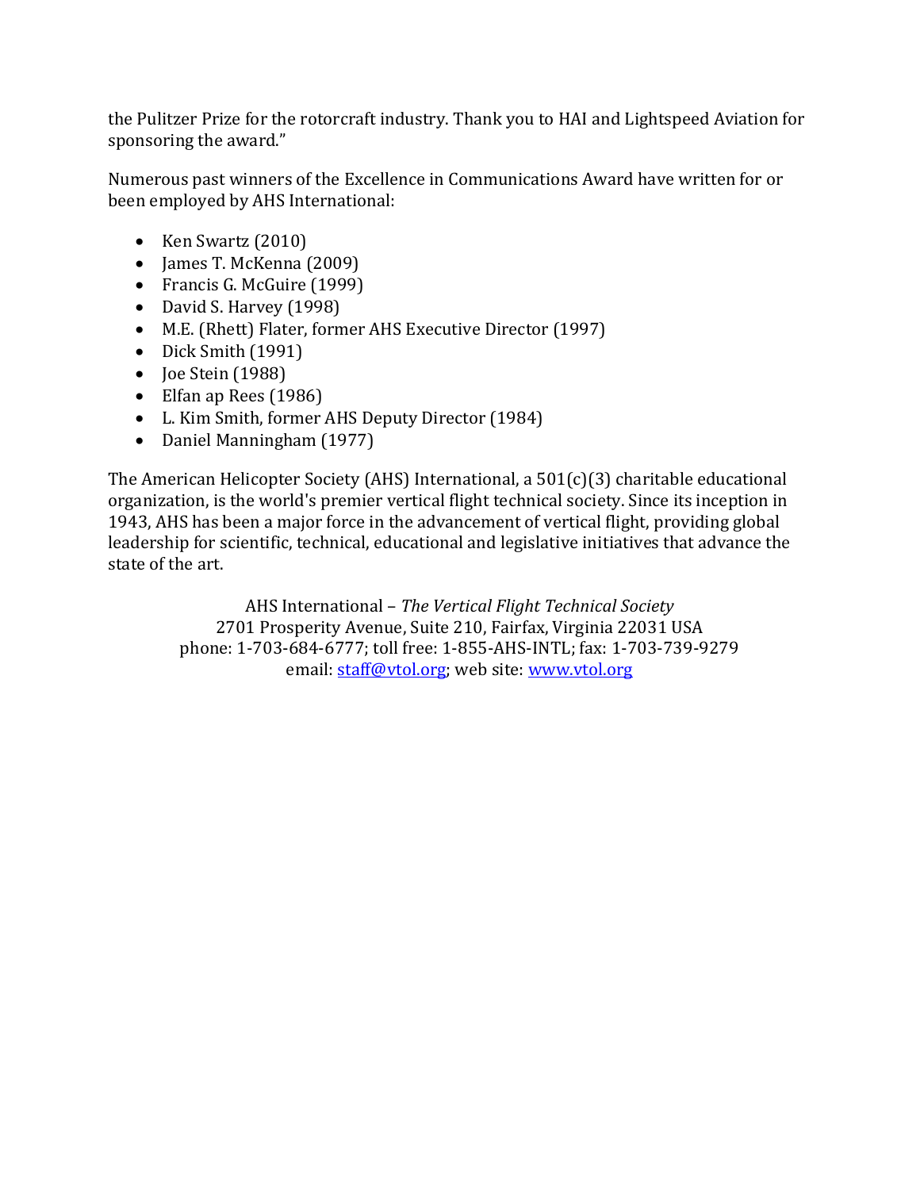the Pulitzer Prize for the rotorcraft industry. Thank you to HAI and Lightspeed Aviation for sponsoring the award."

Numerous past winners of the Excellence in Communications Award have written for or been employed by AHS International:

- Ken Swartz (2010)
- James T. McKenna (2009)
- Francis G. McGuire (1999)
- David S. Harvey (1998)
- M.E. (Rhett) Flater, former AHS Executive Director (1997)
- Dick Smith (1991)
- Joe Stein (1988)
- Elfan ap Rees (1986)
- L. Kim Smith, former AHS Deputy Director (1984)
- Daniel Manningham (1977)

The American Helicopter Society (AHS) International, a 501(c)(3) charitable educational organization, is the world's premier vertical flight technical society. Since its inception in 1943, AHS has been a major force in the advancement of vertical flight, providing global leadership for scientific, technical, educational and legislative initiatives that advance the state of the art.

AHS International – *The Vertical Flight Technical Society*
2701 Prosperity Avenue, Suite 210, Fairfax, Virginia 22031 USA
phone: 1-703-684-6777; toll free: 1-855-AHS-INTL; fax: 1-703-739-9279
email: staff@vtol.org; web site: www.vtol.org